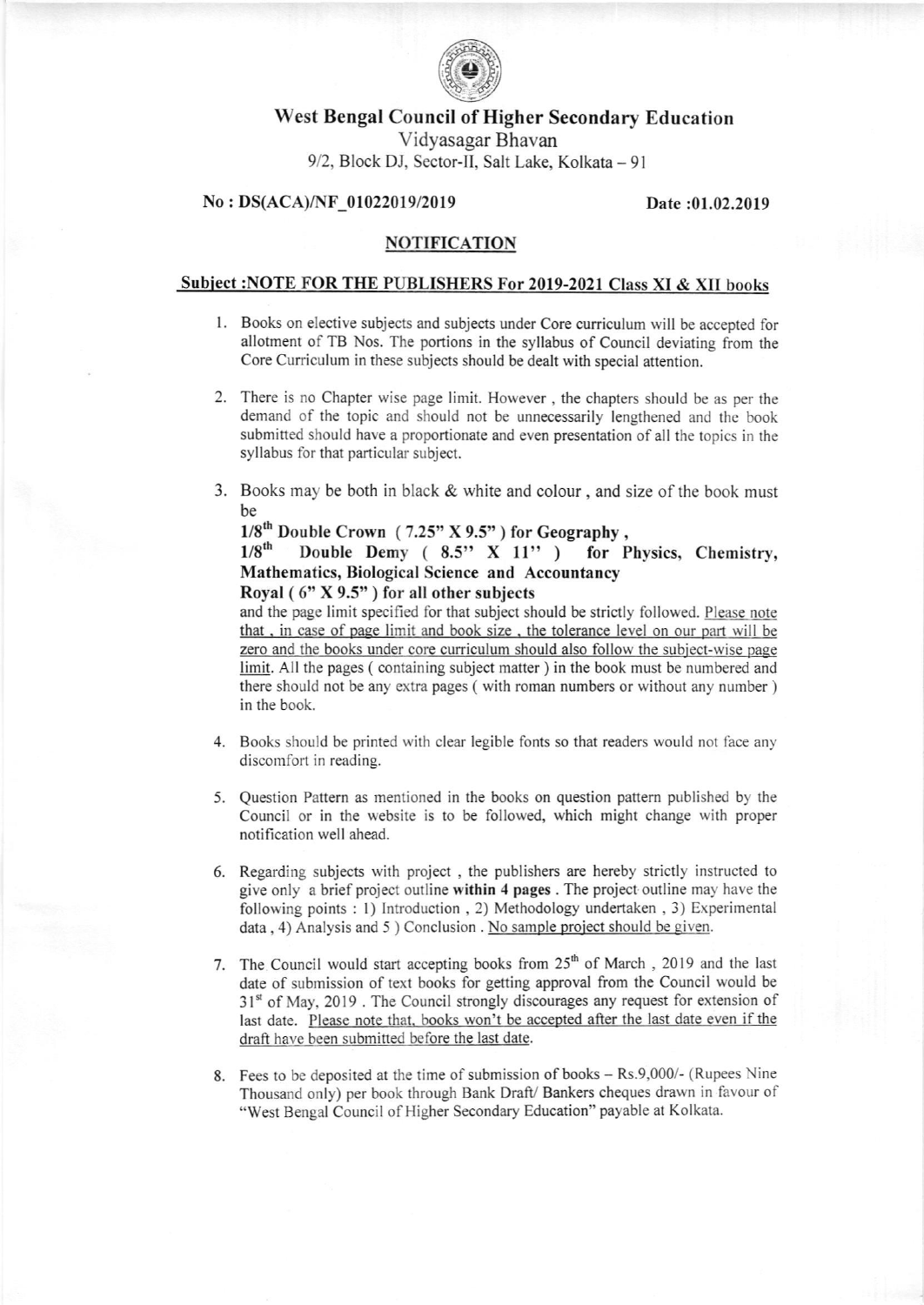# West Bengal Council of Higher Secondary Education

Vidyasagar Bhavan

9/2, Block DJ, Sector-II, Salt Lake, Kolkata – 91

**No : DS(ACA)/NF_01022019/2019** **Date :01.02.2019**

## NOTIFICATION

**Subject :NOTE FOR THE PUBLISHERS For 2019-2021 Class XI & XII books**

1. Books on elective subjects and subjects under Core curriculum will be accepted for allotment of TB Nos. The portions in the syllabus of Council deviating from the Core Curriculum in these subjects should be dealt with special attention.

2. There is no Chapter wise page limit. However , the chapters should be as per the demand of the topic and should not be unnecessarily lengthened and the book submitted should have a proportionate and even presentation of all the topics in the syllabus for that particular subject.

3. Books may be both in black & white and colour , and size of the book must be
   **1/8th Double Crown ( 7.25" X 9.5" ) for Geography ,**
   **1/8th Double Demy ( 8.5" X 11" ) for Physics, Chemistry, Mathematics, Biological Science and Accountancy**
   **Royal ( 6" X 9.5" ) for all other subjects**
   and the page limit specified for that subject should be strictly followed. Please note that , in case of page limit and book size , the tolerance level on our part will be zero and the books under core curriculum should also follow the subject-wise page limit. All the pages ( containing subject matter ) in the book must be numbered and there should not be any extra pages ( with roman numbers or without any number ) in the book.

4. Books should be printed with clear legible fonts so that readers would not face any discomfort in reading.

5. Question Pattern as mentioned in the books on question pattern published by the Council or in the website is to be followed, which might change with proper notification well ahead.

6. Regarding subjects with project , the publishers are hereby strictly instructed to give only a brief project outline **within 4 pages** . The project outline may have the following points : 1) Introduction , 2) Methodology undertaken , 3) Experimental data , 4) Analysis and 5 ) Conclusion . No sample project should be given.

7. The Council would start accepting books from 25th of March , 2019 and the last date of submission of text books for getting approval from the Council would be 31st of May, 2019 . The Council strongly discourages any request for extension of last date. Please note that, books won't be accepted after the last date even if the draft have been submitted before the last date.

8. Fees to be deposited at the time of submission of books – Rs.9,000/- (Rupees Nine Thousand only) per book through Bank Draft/ Bankers cheques drawn in favour of "West Bengal Council of Higher Secondary Education" payable at Kolkata.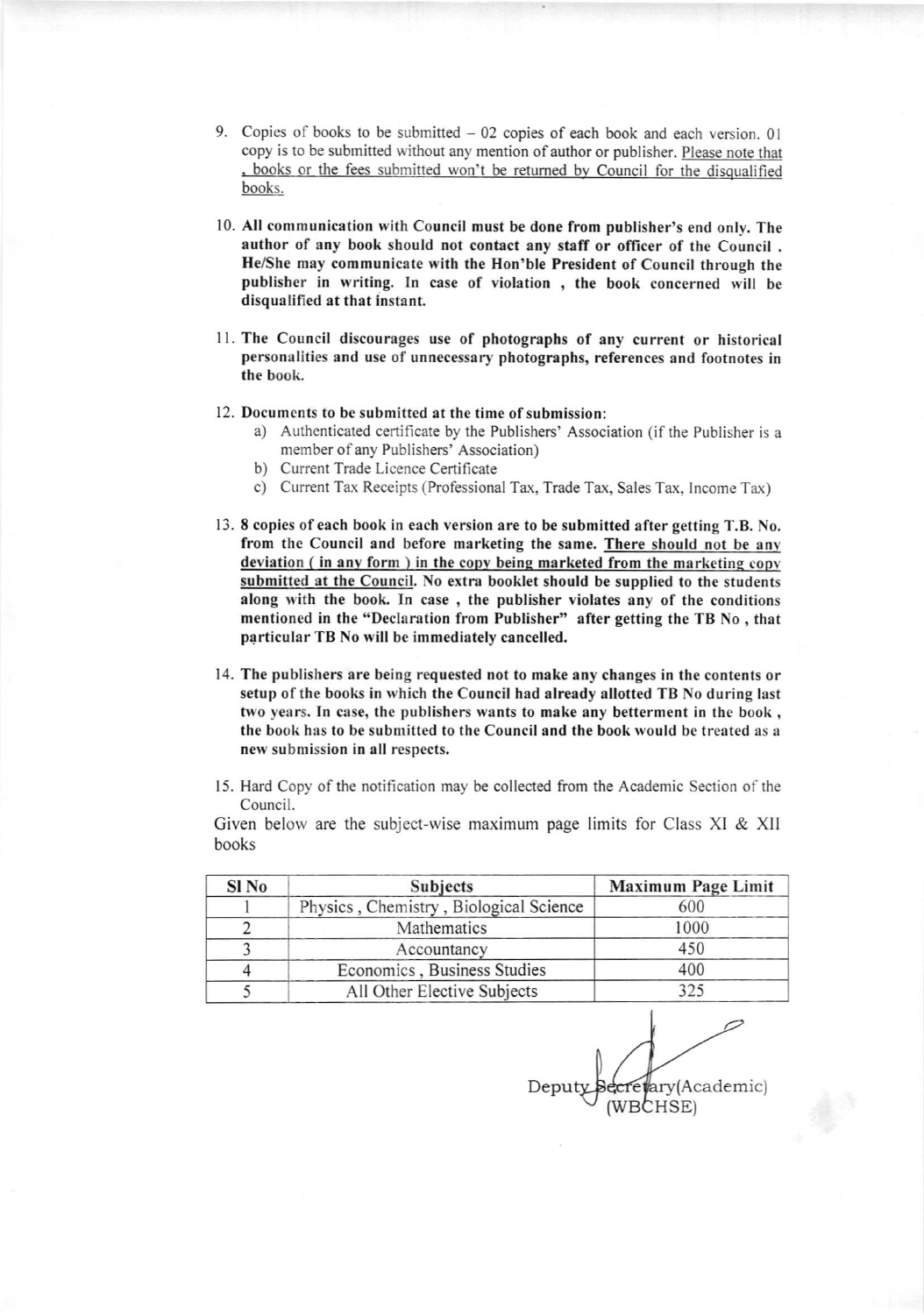9. Copies of books to be submitted – 02 copies of each book and each version. 01 copy is to be submitted without any mention of author or publisher. Please note that , books or the fees submitted won't be returned by Council for the disqualified books.

10. **All communication with Council must be done from publisher's end only. The author of any book should not contact any staff or officer of the Council . He/She may communicate with the Hon'ble President of Council through the publisher in writing. In case of violation , the book concerned will be disqualified at that instant.**

11. **The Council discourages use of photographs of any current or historical personalities and use of unnecessary photographs, references and footnotes in the book.**

12. **Documents to be submitted at the time of submission:**
    a) Authenticated certificate by the Publishers' Association (if the Publisher is a member of any Publishers' Association)
    b) Current Trade Licence Certificate
    c) Current Tax Receipts (Professional Tax, Trade Tax, Sales Tax, Income Tax)

13. **8 copies of each book in each version are to be submitted after getting T.B. No. from the Council and before marketing the same. There should not be any deviation ( in any form ) in the copy being marketed from the marketing copy submitted at the Council. No extra booklet should be supplied to the students along with the book. In case , the publisher violates any of the conditions mentioned in the "Declaration from Publisher" after getting the TB No , that particular TB No will be immediately cancelled.**

14. **The publishers are being requested not to make any changes in the contents or setup of the books in which the Council had already allotted TB No during last two years. In case, the publishers wants to make any betterment in the book , the book has to be submitted to the Council and the book would be treated as a new submission in all respects.**

15. Hard Copy of the notification may be collected from the Academic Section of the Council.

Given below are the subject-wise maximum page limits for Class XI & XII books

| Sl No | Subjects | Maximum Page Limit |
|---|---|---|
| 1 | Physics , Chemistry , Biological Science | 600 |
| 2 | Mathematics | 1000 |
| 3 | Accountancy | 450 |
| 4 | Economics , Business Studies | 400 |
| 5 | All Other Elective Subjects | 325 |

Deputy Secretary(Academic)
(WBCHSE)